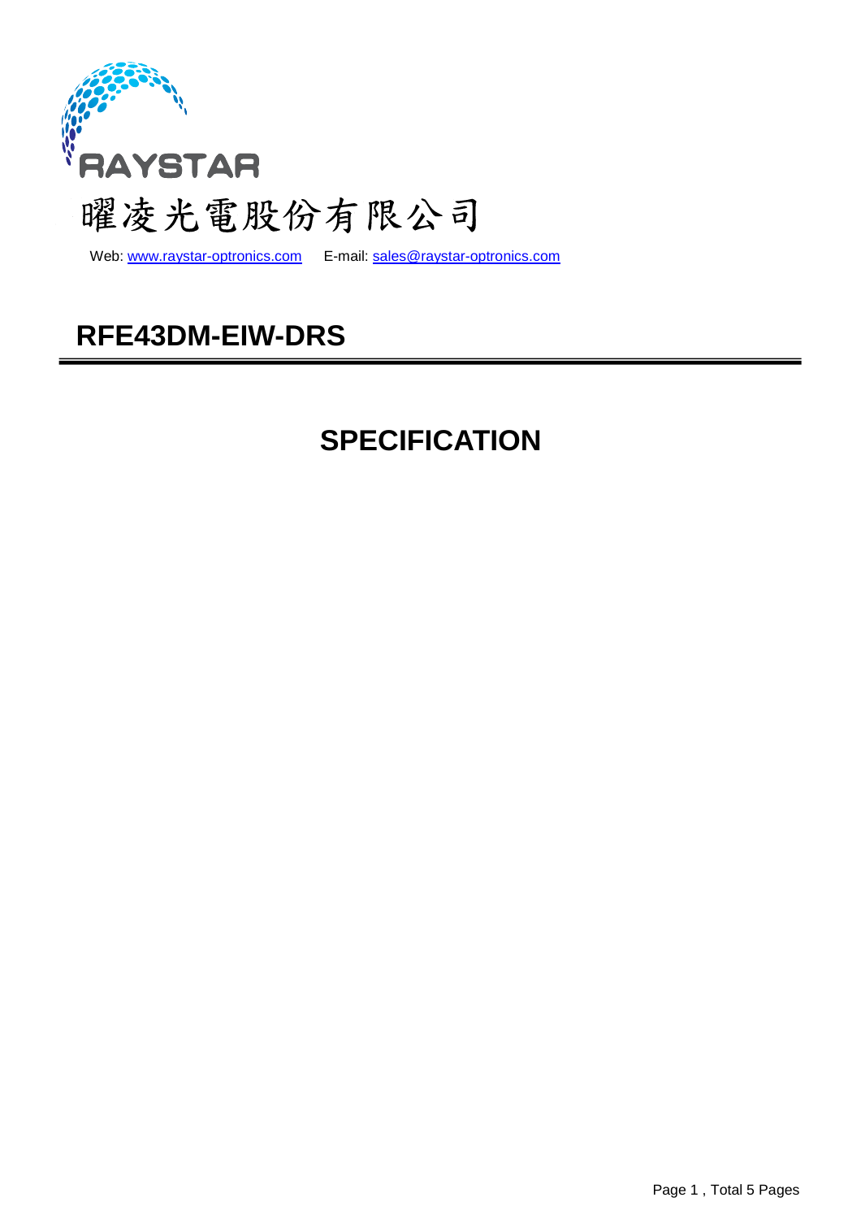RAYSTAR

曜凌光電股份有限公司

Web: www.raystar-optronics.com E-mail: sales@raystar-optronics.com

# RFE43DM-EIW-DRS

# SPECIFICATION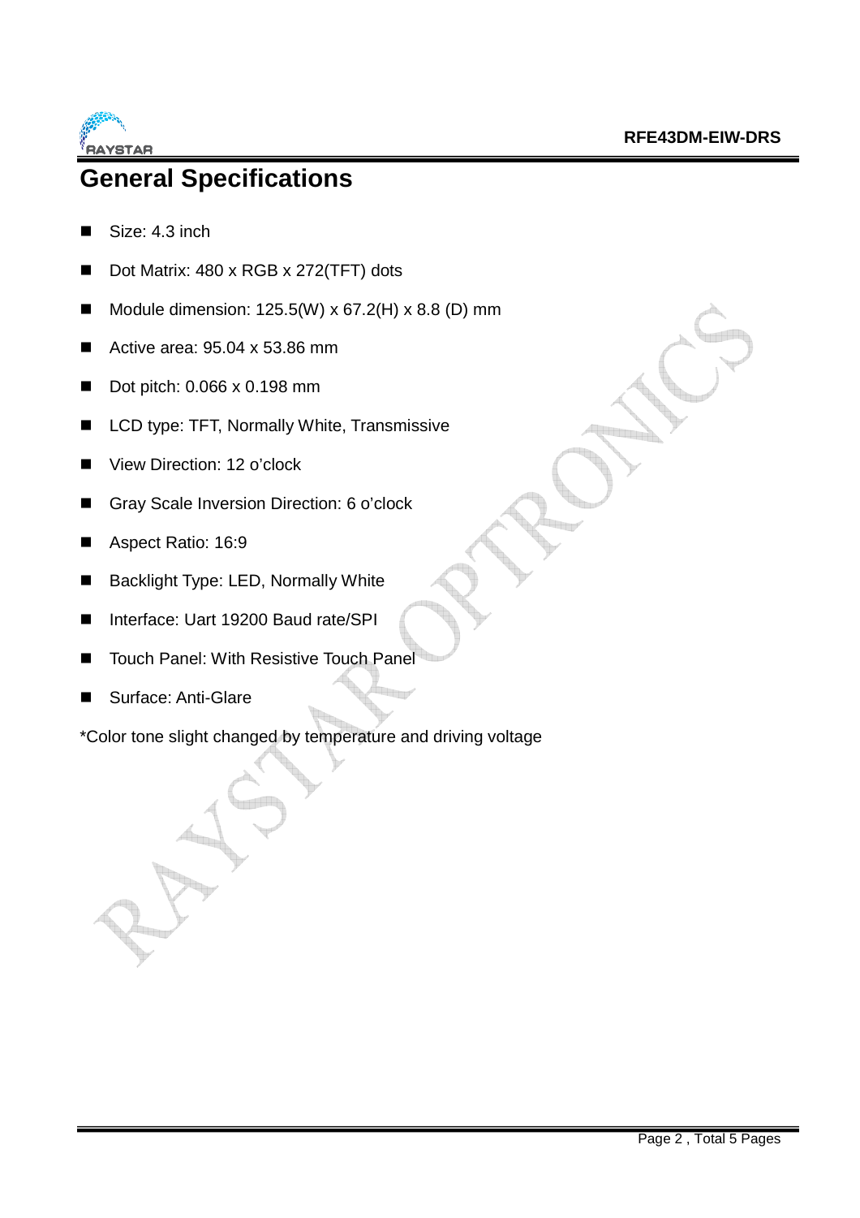# General Specifications

- Size: 4.3 inch
- Dot Matrix: 480 x RGB x 272(TFT) dots
- Module dimension: 125.5(W) x 67.2(H) x 8.8 (D) mm
- Active area: 95.04 x 53.86 mm
- Dot pitch: 0.066 x 0.198 mm
- LCD type: TFT, Normally White, Transmissive
- View Direction: 12 o'clock
- Gray Scale Inversion Direction: 6 o'clock
- Aspect Ratio: 16:9
- Backlight Type: LED, Normally White
- Interface: Uart 19200 Baud rate/SPI
- Touch Panel: With Resistive Touch Panel
- Surface: Anti-Glare

*Color tone slight changed by temperature and driving voltage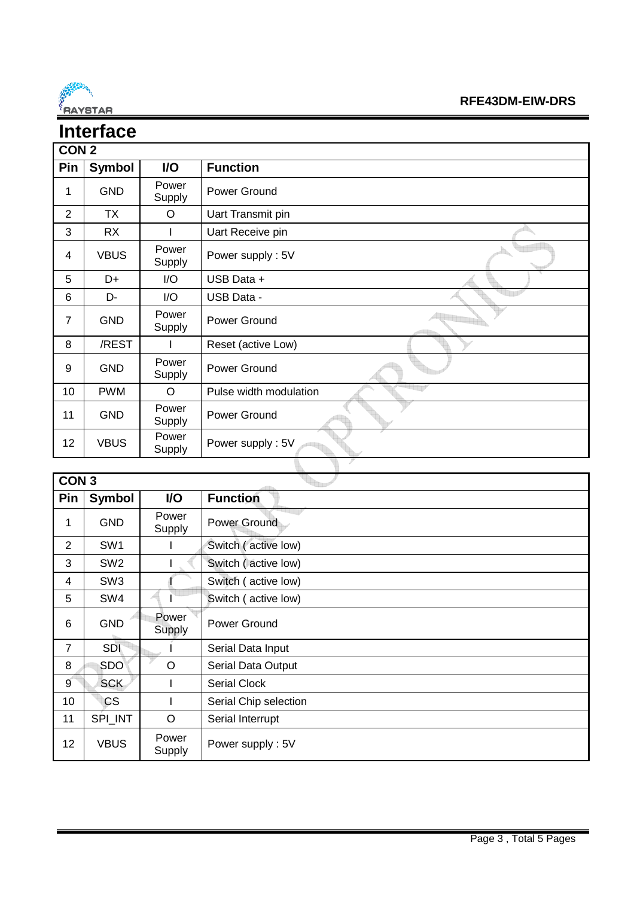# Interface

**CON 2**

| Pin | Symbol | I/O | Function |
|---|---|---|---|
| 1 | GND | Power Supply | Power Ground |
| 2 | TX | O | Uart Transmit pin |
| 3 | RX | I | Uart Receive pin |
| 4 | VBUS | Power Supply | Power supply : 5V |
| 5 | D+ | I/O | USB Data + |
| 6 | D- | I/O | USB Data - |
| 7 | GND | Power Supply | Power Ground |
| 8 | /REST | I | Reset (active Low) |
| 9 | GND | Power Supply | Power Ground |
| 10 | PWM | O | Pulse width modulation |
| 11 | GND | Power Supply | Power Ground |
| 12 | VBUS | Power Supply | Power supply : 5V |

**CON 3**

| Pin | Symbol | I/O | Function |
|---|---|---|---|
| 1 | GND | Power Supply | Power Ground |
| 2 | SW1 | I | Switch ( active low) |
| 3 | SW2 | I | Switch ( active low) |
| 4 | SW3 | I | Switch ( active low) |
| 5 | SW4 | I | Switch ( active low) |
| 6 | GND | Power Supply | Power Ground |
| 7 | SDI | I | Serial Data Input |
| 8 | SDO | O | Serial Data Output |
| 9 | SCK | I | Serial Clock |
| 10 | CS | I | Serial Chip selection |
| 11 | SPI_INT | O | Serial Interrupt |
| 12 | VBUS | Power Supply | Power supply : 5V |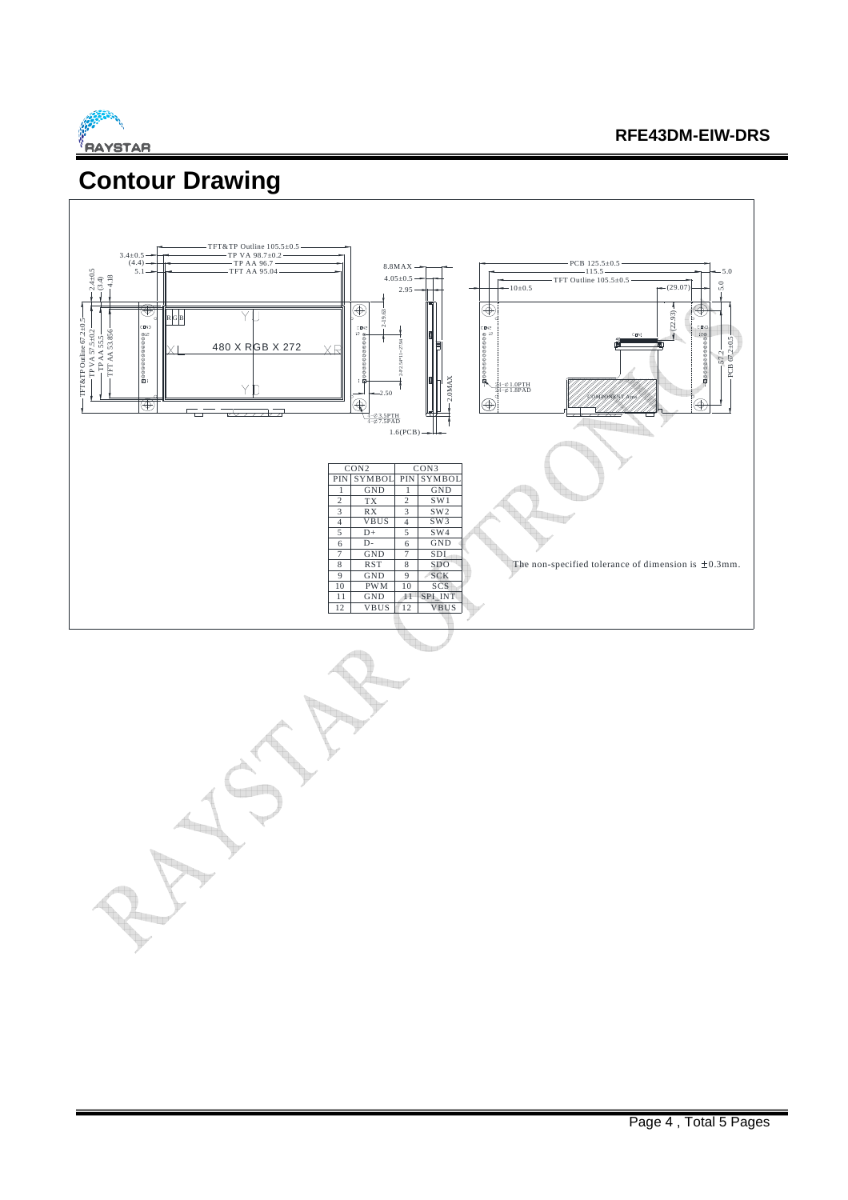# Contour Drawing

| CON2 | | CON3 | |
|---|---|---|---|
| PIN | SYMBOL | PIN | SYMBOL |
| 1 | GND | 1 | GND |
| 2 | TX | 2 | SW1 |
| 3 | RX | 3 | SW2 |
| 4 | VBUS | 4 | SW3 |
| 5 | D+ | 5 | SW4 |
| 6 | D- | 6 | GND |
| 7 | GND | 7 | SDI |
| 8 | RST | 8 | SDO |
| 9 | GND | 9 | SCK |
| 10 | PWM | 10 | SCS |
| 11 | GND | 11 | SPI_INT |
| 12 | VBUS | 12 | VBUS |

The non-specified tolerance of dimension is ±0.3mm.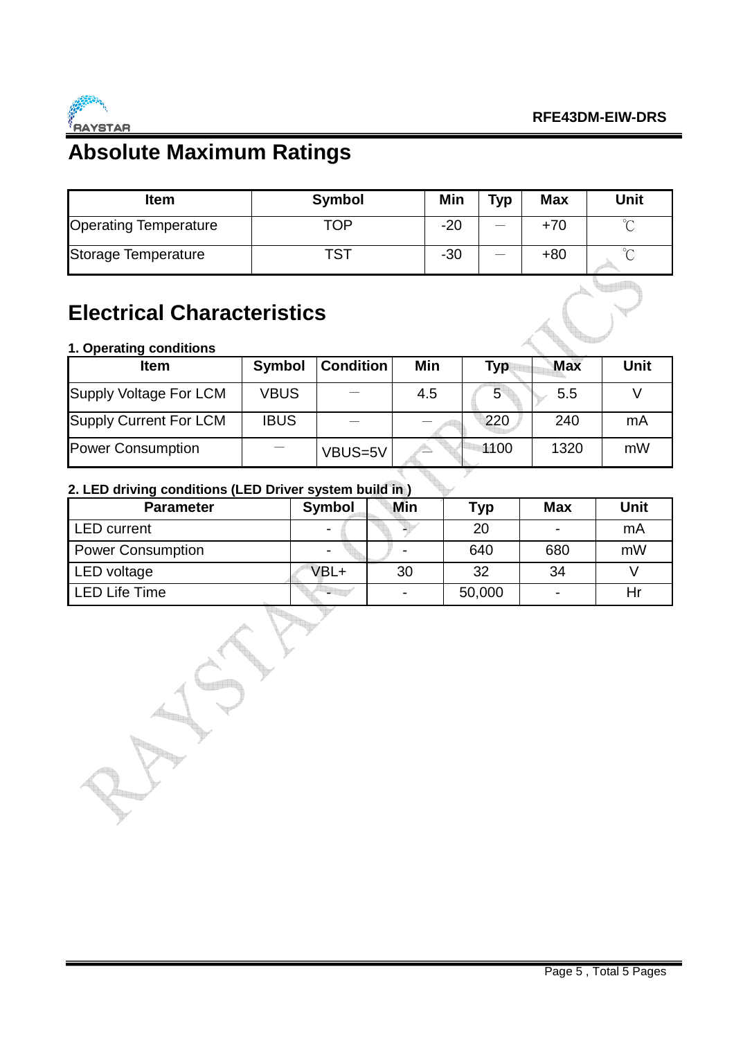# Absolute Maximum Ratings

| Item | Symbol | Min | Typ | Max | Unit |
|---|---|---|---|---|---|
| Operating Temperature | TOP | -20 | — | +70 | ℃ |
| Storage Temperature | TST | -30 | — | +80 | ℃ |

# Electrical Characteristics

**1. Operating conditions**

| Item | Symbol | Condition | Min | Typ | Max | Unit |
|---|---|---|---|---|---|---|
| Supply Voltage For LCM | VBUS | — | 4.5 | 5 | 5.5 | V |
| Supply Current For LCM | IBUS | — | — | 220 | 240 | mA |
| Power Consumption | — | VBUS=5V | — | 1100 | 1320 | mW |

**2. LED driving conditions (LED Driver system build in )**

| Parameter | Symbol | Min | Typ | Max | Unit |
|---|---|---|---|---|---|
| LED current | - | - | 20 | - | mA |
| Power Consumption | - | - | 640 | 680 | mW |
| LED voltage | VBL+ | 30 | 32 | 34 | V |
| LED Life Time | - | - | 50,000 | - | Hr |